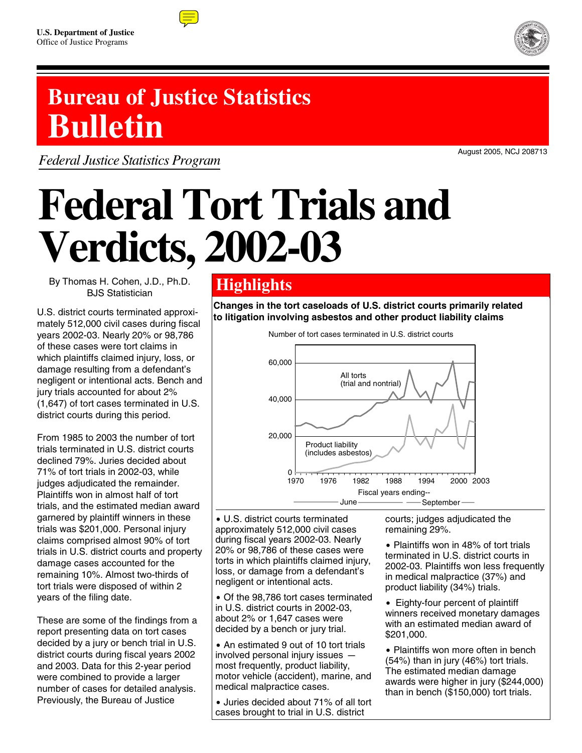U.S. Department of Justice
Office of Justice Programs

# Bureau of Justice Statistics Bulletin

*Federal Justice Statistics Program*

August 2005, NCJ 208713

# Federal Tort Trials and Verdicts, 2002-03

By Thomas H. Cohen, J.D., Ph.D.
BJS Statistician

U.S. district courts terminated approximately 512,000 civil cases during fiscal years 2002-03. Nearly 20% or 98,786 of these cases were tort claims in which plaintiffs claimed injury, loss, or damage resulting from a defendant's negligent or intentional acts. Bench and jury trials accounted for about 2% (1,647) of tort cases terminated in U.S. district courts during this period.

From 1985 to 2003 the number of tort trials terminated in U.S. district courts declined 79%. Juries decided about 71% of tort trials in 2002-03, while judges adjudicated the remainder. Plaintiffs won in almost half of tort trials, and the estimated median award garnered by plaintiff winners in these trials was $201,000. Personal injury claims comprised almost 90% of tort trials in U.S. district courts and property damage cases accounted for the remaining 10%. Almost two-thirds of tort trials were disposed of within 2 years of the filing date.

These are some of the findings from a report presenting data on tort cases decided by a jury or bench trial in U.S. district courts during fiscal years 2002 and 2003. Data for this 2-year period were combined to provide a larger number of cases for detailed analysis. Previously, the Bureau of Justice

## Highlights

**Changes in the tort caseloads of U.S. district courts primarily related to litigation involving asbestos and other product liability claims**

Number of tort cases terminated in U.S. district courts

All torts (trial and nontrial)

Product liability (includes asbestos)

Fiscal years ending-- June — September

- U.S. district courts terminated approximately 512,000 civil cases during fiscal years 2002-03. Nearly 20% or 98,786 of these cases were torts in which plaintiffs claimed injury, loss, or damage from a defendant's negligent or intentional acts.
- Of the 98,786 tort cases terminated in U.S. district courts in 2002-03, about 2% or 1,647 cases were decided by a bench or jury trial.
- An estimated 9 out of 10 tort trials involved personal injury issues — most frequently, product liability, motor vehicle (accident), marine, and medical malpractice cases.
- Juries decided about 71% of all tort cases brought to trial in U.S. district courts; judges adjudicated the remaining 29%.
- Plaintiffs won in 48% of tort trials terminated in U.S. district courts in 2002-03. Plaintiffs won less frequently in medical malpractice (37%) and product liability (34%) trials.
- Eighty-four percent of plaintiff winners received monetary damages with an estimated median award of $201,000.
- Plaintiffs won more often in bench (54%) than in jury (46%) tort trials. The estimated median damage awards were higher in jury ($244,000) than in bench ($150,000) tort trials.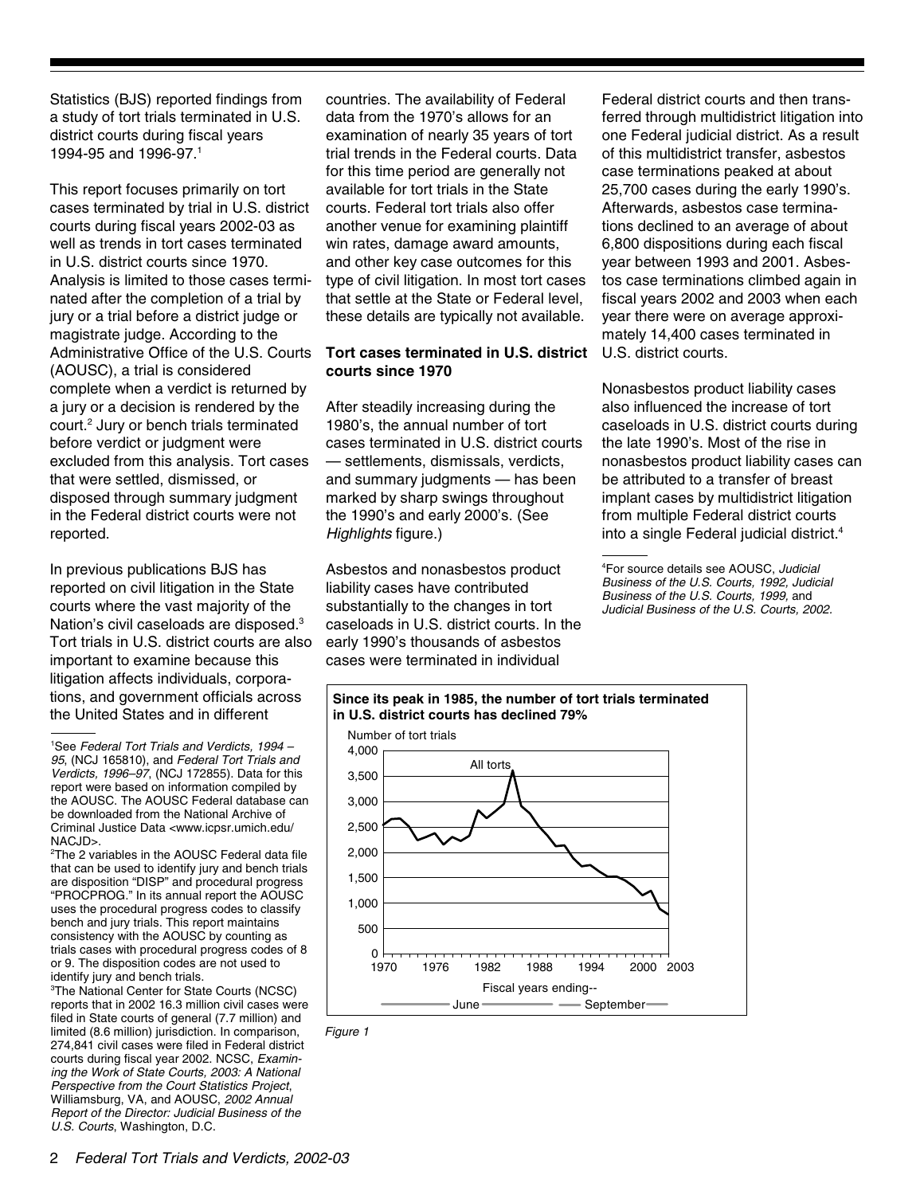Statistics (BJS) reported findings from a study of tort trials terminated in U.S. district courts during fiscal years 1994-95 and 1996-97.[1]

This report focuses primarily on tort cases terminated by trial in U.S. district courts during fiscal years 2002-03 as well as trends in tort cases terminated in U.S. district courts since 1970. Analysis is limited to those cases terminated after the completion of a trial by jury or a trial before a district judge or magistrate judge. According to the Administrative Office of the U.S. Courts (AOUSC), a trial is considered complete when a verdict is returned by a jury or a decision is rendered by the court.[2] Jury or bench trials terminated before verdict or judgment were excluded from this analysis. Tort cases that were settled, dismissed, or disposed through summary judgment in the Federal district courts were not reported.

In previous publications BJS has reported on civil litigation in the State courts where the vast majority of the Nation's civil caseloads are disposed.[3] Tort trials in U.S. district courts are also important to examine because this litigation affects individuals, corporations, and government officials across the United States and in different countries. The availability of Federal data from the 1970's allows for an examination of nearly 35 years of tort trial trends in the Federal courts. Data for this time period are generally not available for tort trials in the State courts. Federal tort trials also offer another venue for examining plaintiff win rates, damage award amounts, and other key case outcomes for this type of civil litigation. In most tort cases that settle at the State or Federal level, these details are typically not available.

**Tort cases terminated in U.S. district courts since 1970**

After steadily increasing during the 1980's, the annual number of tort cases terminated in U.S. district courts — settlements, dismissals, verdicts, and summary judgments — has been marked by sharp swings throughout the 1990's and early 2000's. (See *Highlights* figure.)

Asbestos and nonasbestos product liability cases have contributed substantially to the changes in tort caseloads in U.S. district courts. In the early 1990's thousands of asbestos cases were terminated in individual Federal district courts and then transferred through multidistrict litigation into one Federal judicial district. As a result of this multidistrict transfer, asbestos case terminations peaked at about 25,700 cases during the early 1990's. Afterwards, asbestos case terminations declined to an average of about 6,800 dispositions during each fiscal year between 1993 and 2001. Asbestos case terminations climbed again in fiscal years 2002 and 2003 when each year there were on average approximately 14,400 cases terminated in U.S. district courts.

Nonasbestos product liability cases also influenced the increase of tort caseloads in U.S. district courts during the late 1990's. Most of the rise in nonasbestos product liability cases can be attributed to a transfer of breast implant cases by multidistrict litigation from multiple Federal district courts into a single Federal judicial district.[4]

**Since its peak in 1985, the number of tort trials terminated in U.S. district courts has declined 79%**

*Figure 1*

[1] See *Federal Tort Trials and Verdicts, 1994 – 95*, (NCJ 165810), and *Federal Tort Trials and Verdicts, 1996–97*, (NCJ 172855). Data for this report were based on information compiled by the AOUSC. The AOUSC Federal database can be downloaded from the National Archive of Criminal Justice Data <www.icpsr.umich.edu/NACJD>.

[2] The 2 variables in the AOUSC Federal data file that can be used to identify jury and bench trials are disposition "DISP" and procedural progress "PROCPROG." In its annual report the AOUSC uses the procedural progress codes to classify bench and jury trials. This report maintains consistency with the AOUSC by counting as trials cases with procedural progress codes of 8 or 9. The disposition codes are not used to identify jury and bench trials.

[3] The National Center for State Courts (NCSC) reports that in 2002 16.3 million civil cases were filed in State courts of general (7.7 million) and limited (8.6 million) jurisdiction. In comparison, 274,841 civil cases were filed in Federal district courts during fiscal year 2002. NCSC, *Examining the Work of State Courts, 2003: A National Perspective from the Court Statistics Project*, Williamsburg, VA, and AOUSC, *2002 Annual Report of the Director: Judicial Business of the U.S. Courts*, Washington, D.C.

[4] For source details see AOUSC, *Judicial Business of the U.S. Courts, 1992, Judicial Business of the U.S. Courts, 1999,* and *Judicial Business of the U.S. Courts, 2002.*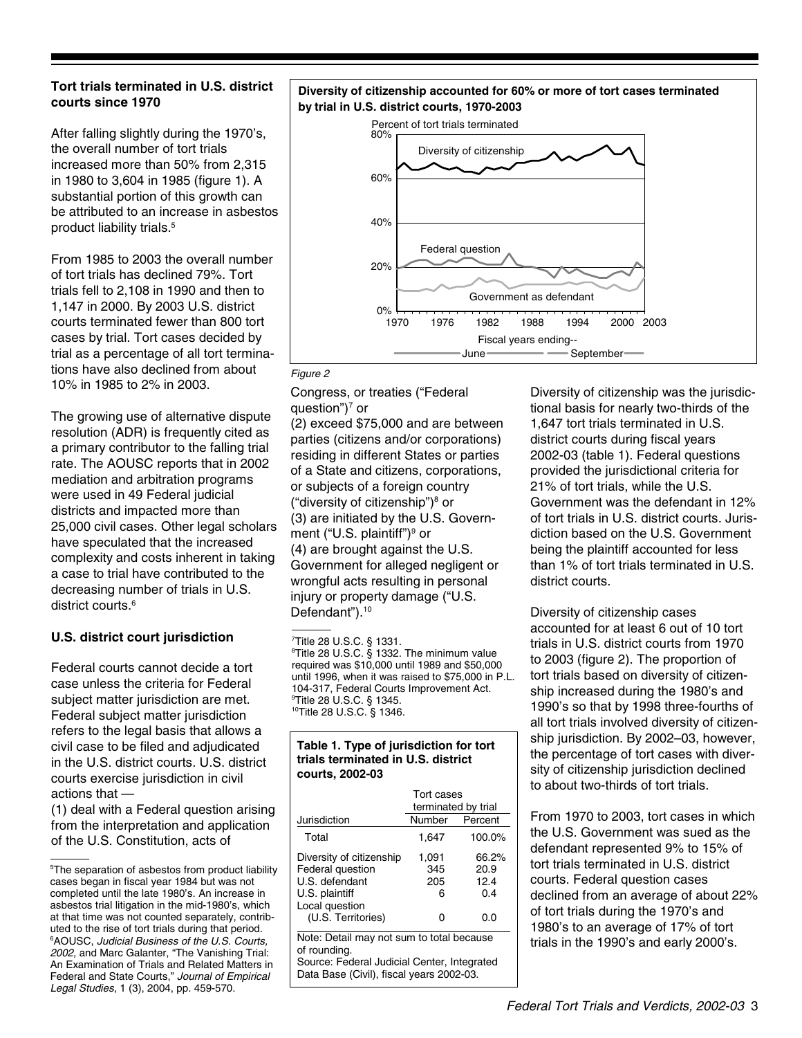### Tort trials terminated in U.S. district courts since 1970

After falling slightly during the 1970's, the overall number of tort trials increased more than 50% from 2,315 in 1980 to 3,604 in 1985 (figure 1). A substantial portion of this growth can be attributed to an increase in asbestos product liability trials.[5]

From 1985 to 2003 the overall number of tort trials has declined 79%. Tort trials fell to 2,108 in 1990 and then to 1,147 in 2000. By 2003 U.S. district courts terminated fewer than 800 tort cases by trial. Tort cases decided by trial as a percentage of all tort terminations have also declined from about 10% in 1985 to 2% in 2003.

The growing use of alternative dispute resolution (ADR) is frequently cited as a primary contributor to the falling trial rate. The AOUSC reports that in 2002 mediation and arbitration programs were used in 49 Federal judicial districts and impacted more than 25,000 civil cases. Other legal scholars have speculated that the increased complexity and costs inherent in taking a case to trial have contributed to the decreasing number of trials in U.S. district courts.[6]

### U.S. district court jurisdiction

Federal courts cannot decide a tort case unless the criteria for Federal subject matter jurisdiction are met. Federal subject matter jurisdiction refers to the legal basis that allows a civil case to be filed and adjudicated in the U.S. district courts. U.S. district courts exercise jurisdiction in civil actions that —

(1) deal with a Federal question arising from the interpretation and application of the U.S. Constitution, acts of Congress, or treaties ("Federal question")[7] or

(2) exceed $75,000 and are between parties (citizens and/or corporations) residing in different States or parties of a State and citizens, corporations, or subjects of a foreign country ("diversity of citizenship")[8] or

(3) are initiated by the U.S. Government ("U.S. plaintiff")[9] or

(4) are brought against the U.S. Government for alleged negligent or wrongful acts resulting in personal injury or property damage ("U.S. Defendant").[10]

**Diversity of citizenship accounted for 60% or more of tort cases terminated by trial in U.S. district courts, 1970-2003**

*Figure 2*

Diversity of citizenship was the jurisdictional basis for nearly two-thirds of the 1,647 tort trials terminated in U.S. district courts during fiscal years 2002-03 (table 1). Federal questions provided the jurisdictional criteria for 21% of tort trials, while the U.S. Government was the defendant in 12% of tort trials in U.S. district courts. Jurisdiction based on the U.S. Government being the plaintiff accounted for less than 1% of tort trials terminated in U.S. district courts.

Diversity of citizenship cases accounted for at least 6 out of 10 tort trials in U.S. district courts from 1970 to 2003 (figure 2). The proportion of tort trials based on diversity of citizenship increased during the 1980's and 1990's so that by 1998 three-fourths of all tort trials involved diversity of citizenship jurisdiction. By 2002–03, however, the percentage of tort cases with diversity of citizenship jurisdiction declined to about two-thirds of tort trials.

From 1970 to 2003, tort cases in which the U.S. Government was sued as the defendant represented 9% to 15% of tort trials terminated in U.S. district courts. Federal question cases declined from an average of about 22% of tort trials during the 1970's and 1980's to an average of 17% of tort trials in the 1990's and early 2000's.

**Table 1. Type of jurisdiction for tort trials terminated in U.S. district courts, 2002-03**

| Jurisdiction | Tort cases terminated by trial | |
|---|---|---|
| | Number | Percent |
| Total | 1,647 | 100.0% |
| Diversity of citizenship | 1,091 | 66.2% |
| Federal question | 345 | 20.9 |
| U.S. defendant | 205 | 12.4 |
| U.S. plaintiff | 6 | 0.4 |
| Local question (U.S. Territories) | 0 | 0.0 |

Note: Detail may not sum to total because of rounding.
Source: Federal Judicial Center, Integrated Data Base (Civil), fiscal years 2002-03.

---

[5] The separation of asbestos from product liability cases began in fiscal year 1984 but was not completed until the late 1980's. An increase in asbestos trial litigation in the mid-1980's, which at that time was not counted separately, contributed to the rise of tort trials during that period.

[6] AOUSC, *Judicial Business of the U.S. Courts, 2002,* and Marc Galanter, "The Vanishing Trial: An Examination of Trials and Related Matters in Federal and State Courts," *Journal of Empirical Legal Studies*, 1 (3), 2004, pp. 459-570.

[7] Title 28 U.S.C. § 1331.

[8] Title 28 U.S.C. § 1332. The minimum value required was $10,000 until 1989 and $50,000 until 1996, when it was raised to $75,000 in P.L. 104-317, Federal Courts Improvement Act.

[9] Title 28 U.S.C. § 1345.

[10] Title 28 U.S.C. § 1346.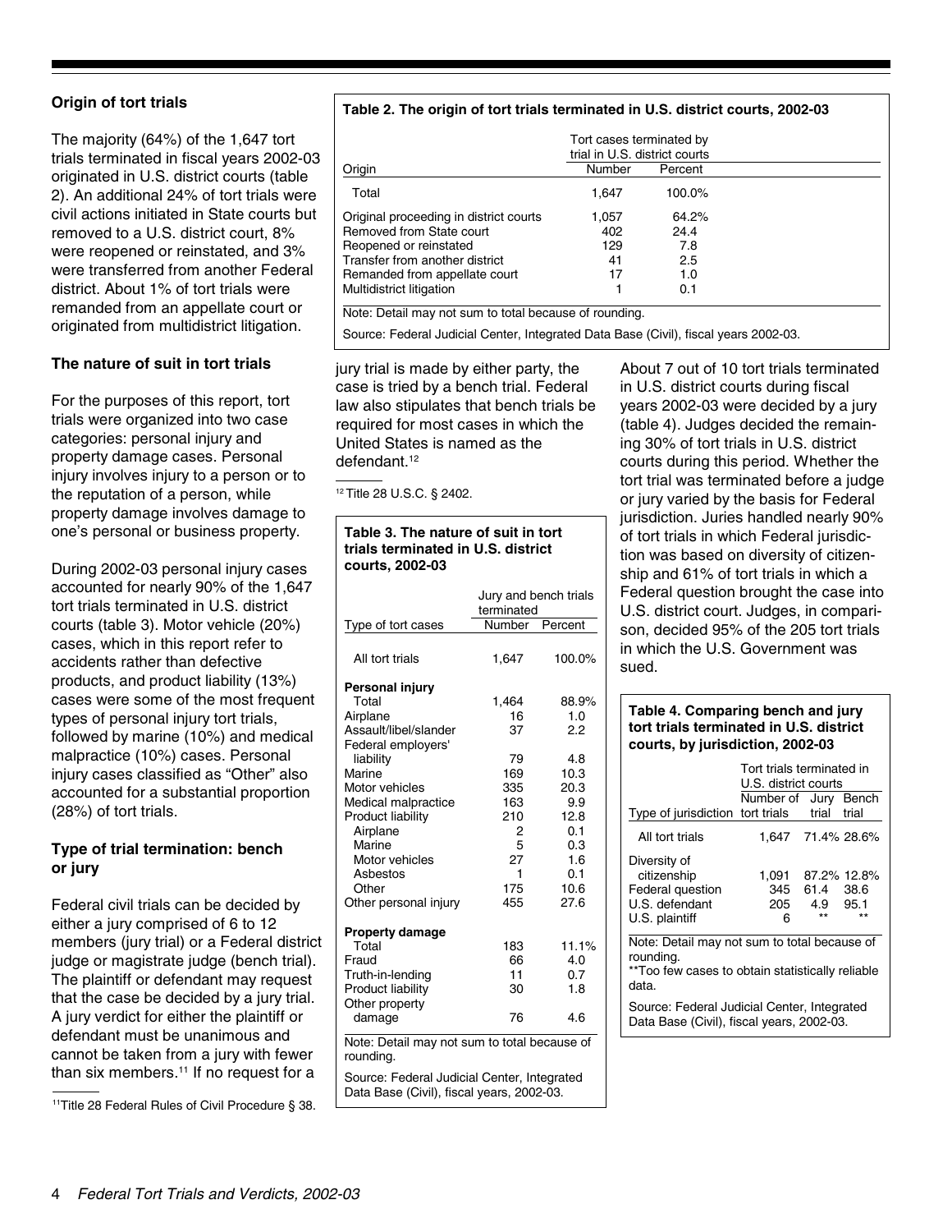### Origin of tort trials

The majority (64%) of the 1,647 tort trials terminated in fiscal years 2002-03 originated in U.S. district courts (table 2). An additional 24% of tort trials were civil actions initiated in State courts but removed to a U.S. district court, 8% were reopened or reinstated, and 3% were transferred from another Federal district. About 1% of tort trials were remanded from an appellate court or originated from multidistrict litigation.

**Table 2. The origin of tort trials terminated in U.S. district courts, 2002-03**

| Origin | Tort cases terminated by trial in U.S. district courts | |
|---|---|---|
| | Number | Percent |
| Total | 1,647 | 100.0% |
| Original proceeding in district courts | 1,057 | 64.2% |
| Removed from State court | 402 | 24.4 |
| Reopened or reinstated | 129 | 7.8 |
| Transfer from another district | 41 | 2.5 |
| Remanded from appellate court | 17 | 1.0 |
| Multidistrict litigation | 1 | 0.1 |

Note: Detail may not sum to total because of rounding.

Source: Federal Judicial Center, Integrated Data Base (Civil), fiscal years 2002-03.

### The nature of suit in tort trials

For the purposes of this report, tort trials were organized into two case categories: personal injury and property damage cases. Personal injury involves injury to a person or to the reputation of a person, while property damage involves damage to one's personal or business property.

During 2002-03 personal injury cases accounted for nearly 90% of the 1,647 tort trials terminated in U.S. district courts (table 3). Motor vehicle (20%) cases, which in this report refer to accidents rather than defective products, and product liability (13%) cases were some of the most frequent types of personal injury tort trials, followed by marine (10%) and medical malpractice (10%) cases. Personal injury cases classified as "Other" also accounted for a substantial proportion (28%) of tort trials.

### Type of trial termination: bench or jury

Federal civil trials can be decided by either a jury comprised of 6 to 12 members (jury trial) or a Federal district judge or magistrate judge (bench trial). The plaintiff or defendant may request that the case be decided by a jury trial. A jury verdict for either the plaintiff or defendant must be unanimous and cannot be taken from a jury with fewer than six members.[11] If no request for a jury trial is made by either party, the case is tried by a bench trial. Federal law also stipulates that bench trials be required for most cases in which the United States is named as the defendant.[12]

[11] Title 28 Federal Rules of Civil Procedure § 38.

[12] Title 28 U.S.C. § 2402.

**Table 3. The nature of suit in tort trials terminated in U.S. district courts, 2002-03**

| Type of tort cases | Jury and bench trials terminated | |
|---|---|---|
| | Number | Percent |
| All tort trials | 1,647 | 100.0% |
| **Personal injury** | | |
| Total | 1,464 | 88.9% |
| Airplane | 16 | 1.0 |
| Assault/libel/slander | 37 | 2.2 |
| Federal employers' liability | 79 | 4.8 |
| Marine | 169 | 10.3 |
| Motor vehicles | 335 | 20.3 |
| Medical malpractice | 163 | 9.9 |
| Product liability | 210 | 12.8 |
| Airplane | 2 | 0.1 |
| Marine | 5 | 0.3 |
| Motor vehicles | 27 | 1.6 |
| Asbestos | 1 | 0.1 |
| Other | 175 | 10.6 |
| Other personal injury | 455 | 27.6 |
| **Property damage** | | |
| Total | 183 | 11.1% |
| Fraud | 66 | 4.0 |
| Truth-in-lending | 11 | 0.7 |
| Product liability | 30 | 1.8 |
| Other property damage | 76 | 4.6 |

Note: Detail may not sum to total because of rounding.

Source: Federal Judicial Center, Integrated Data Base (Civil), fiscal years 2002-03.

About 7 out of 10 tort trials terminated in U.S. district courts during fiscal years 2002-03 were decided by a jury (table 4). Judges decided the remaining 30% of tort trials in U.S. district courts during this period. Whether the tort trial was terminated before a judge or jury varied by the basis for Federal jurisdiction. Juries handled nearly 90% of tort trials in which Federal jurisdiction was based on diversity of citizenship and 61% of tort trials in which a Federal question brought the case into U.S. district court. Judges, in comparison, decided 95% of the 205 tort trials in which the U.S. Government was sued.

**Table 4. Comparing bench and jury tort trials terminated in U.S. district courts, by jurisdiction, 2002-03**

| Type of jurisdiction | Tort trials terminated in U.S. district courts | | |
|---|---|---|---|
| | Number of tort trials | Jury trial | Bench trial |
| All tort trials | 1,647 | 71.4% | 28.6% |
| Diversity of citizenship | 1,091 | 87.2% | 12.8% |
| Federal question | 345 | 61.4 | 38.6 |
| U.S. defendant | 205 | 4.9 | 95.1 |
| U.S. plaintiff | 6 | ** | ** |

Note: Detail may not sum to total because of rounding.

**Too few cases to obtain statistically reliable data.

Source: Federal Judicial Center, Integrated Data Base (Civil), fiscal years, 2002-03.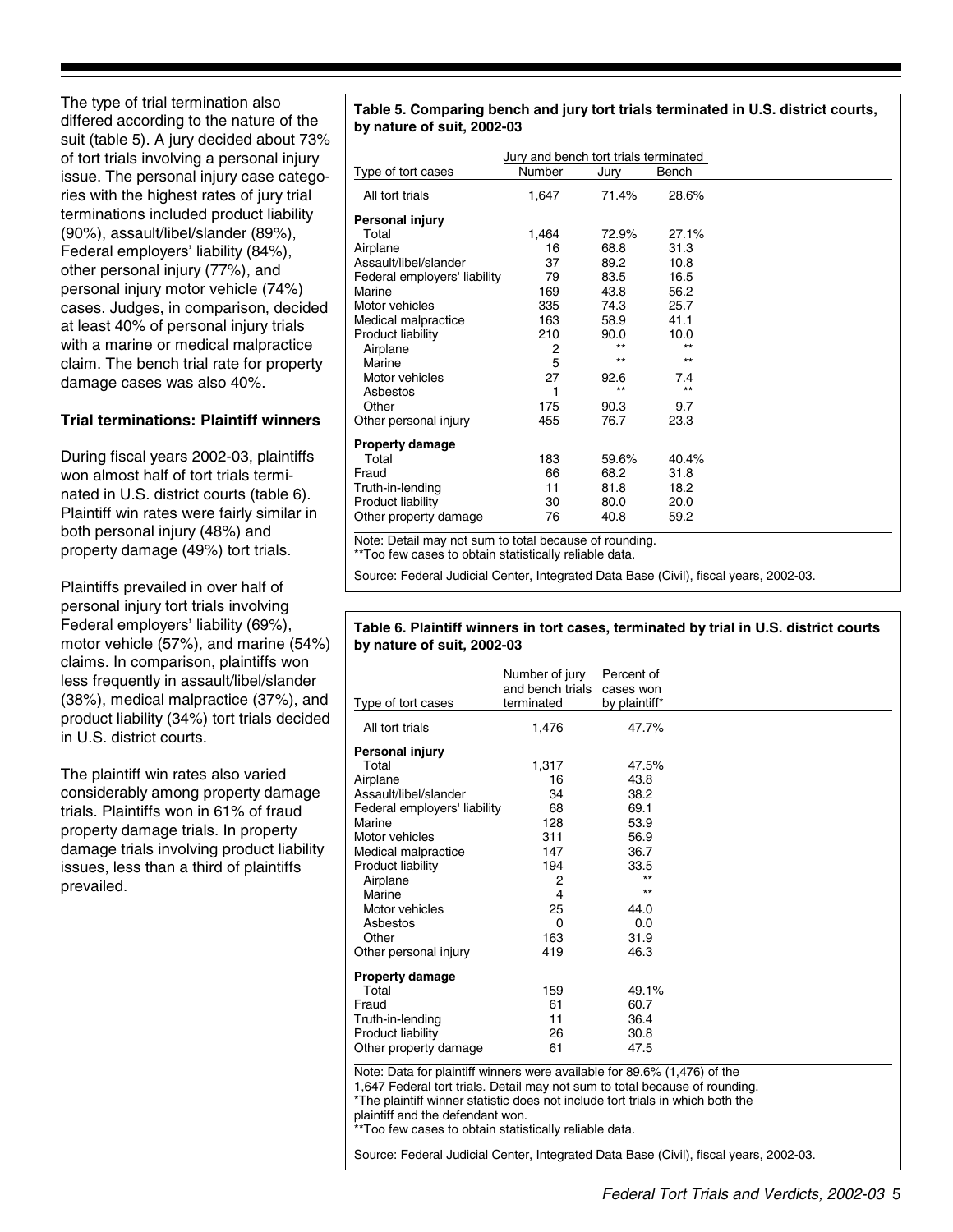The type of trial termination also differed according to the nature of the suit (table 5). A jury decided about 73% of tort trials involving a personal injury issue. The personal injury case categories with the highest rates of jury trial terminations included product liability (90%), assault/libel/slander (89%), Federal employers' liability (84%), other personal injury (77%), and personal injury motor vehicle (74%) cases. Judges, in comparison, decided at least 40% of personal injury trials with a marine or medical malpractice claim. The bench trial rate for property damage cases was also 40%.

### Trial terminations: Plaintiff winners

During fiscal years 2002-03, plaintiffs won almost half of tort trials terminated in U.S. district courts (table 6). Plaintiff win rates were fairly similar in both personal injury (48%) and property damage (49%) tort trials.

Plaintiffs prevailed in over half of personal injury tort trials involving Federal employers' liability (69%), motor vehicle (57%), and marine (54%) claims. In comparison, plaintiffs won less frequently in assault/libel/slander (38%), medical malpractice (37%), and product liability (34%) tort trials decided in U.S. district courts.

The plaintiff win rates also varied considerably among property damage trials. Plaintiffs won in 61% of fraud property damage trials. In property damage trials involving product liability issues, less than a third of plaintiffs prevailed.

**Table 5. Comparing bench and jury tort trials terminated in U.S. district courts, by nature of suit, 2002-03**

| | Jury and bench tort trials terminated | | |
|---|---|---|---|
| Type of tort cases | Number | Jury | Bench |
| All tort trials | 1,647 | 71.4% | 28.6% |
| **Personal injury** | | | |
| Total | 1,464 | 72.9% | 27.1% |
| Airplane | 16 | 68.8 | 31.3 |
| Assault/libel/slander | 37 | 89.2 | 10.8 |
| Federal employers' liability | 79 | 83.5 | 16.5 |
| Marine | 169 | 43.8 | 56.2 |
| Motor vehicles | 335 | 74.3 | 25.7 |
| Medical malpractice | 163 | 58.9 | 41.1 |
| Product liability | 210 | 90.0 | 10.0 |
| Airplane | 2 | ** | ** |
| Marine | 5 | ** | ** |
| Motor vehicles | 27 | 92.6 | 7.4 |
| Asbestos | 1 | ** | ** |
| Other | 175 | 90.3 | 9.7 |
| Other personal injury | 455 | 76.7 | 23.3 |
| **Property damage** | | | |
| Total | 183 | 59.6% | 40.4% |
| Fraud | 66 | 68.2 | 31.8 |
| Truth-in-lending | 11 | 81.8 | 18.2 |
| Product liability | 30 | 80.0 | 20.0 |
| Other property damage | 76 | 40.8 | 59.2 |

Note: Detail may not sum to total because of rounding.
**Too few cases to obtain statistically reliable data.

Source: Federal Judicial Center, Integrated Data Base (Civil), fiscal years, 2002-03.

**Table 6. Plaintiff winners in tort cases, terminated by trial in U.S. district courts by nature of suit, 2002-03**

| Type of tort cases | Number of jury and bench trials terminated | Percent of cases won by plaintiff* |
|---|---|---|
| All tort trials | 1,476 | 47.7% |
| **Personal injury** | | |
| Total | 1,317 | 47.5% |
| Airplane | 16 | 43.8 |
| Assault/libel/slander | 34 | 38.2 |
| Federal employers' liability | 68 | 69.1 |
| Marine | 128 | 53.9 |
| Motor vehicles | 311 | 56.9 |
| Medical malpractice | 147 | 36.7 |
| Product liability | 194 | 33.5 |
| Airplane | 2 | ** |
| Marine | 4 | ** |
| Motor vehicles | 25 | 44.0 |
| Asbestos | 0 | 0.0 |
| Other | 163 | 31.9 |
| Other personal injury | 419 | 46.3 |
| **Property damage** | | |
| Total | 159 | 49.1% |
| Fraud | 61 | 60.7 |
| Truth-in-lending | 11 | 36.4 |
| Product liability | 26 | 30.8 |
| Other property damage | 61 | 47.5 |

Note: Data for plaintiff winners were available for 89.6% (1,476) of the 1,647 Federal tort trials. Detail may not sum to total because of rounding.
*The plaintiff winner statistic does not include tort trials in which both the plaintiff and the defendant won.
**Too few cases to obtain statistically reliable data.

Source: Federal Judicial Center, Integrated Data Base (Civil), fiscal years, 2002-03.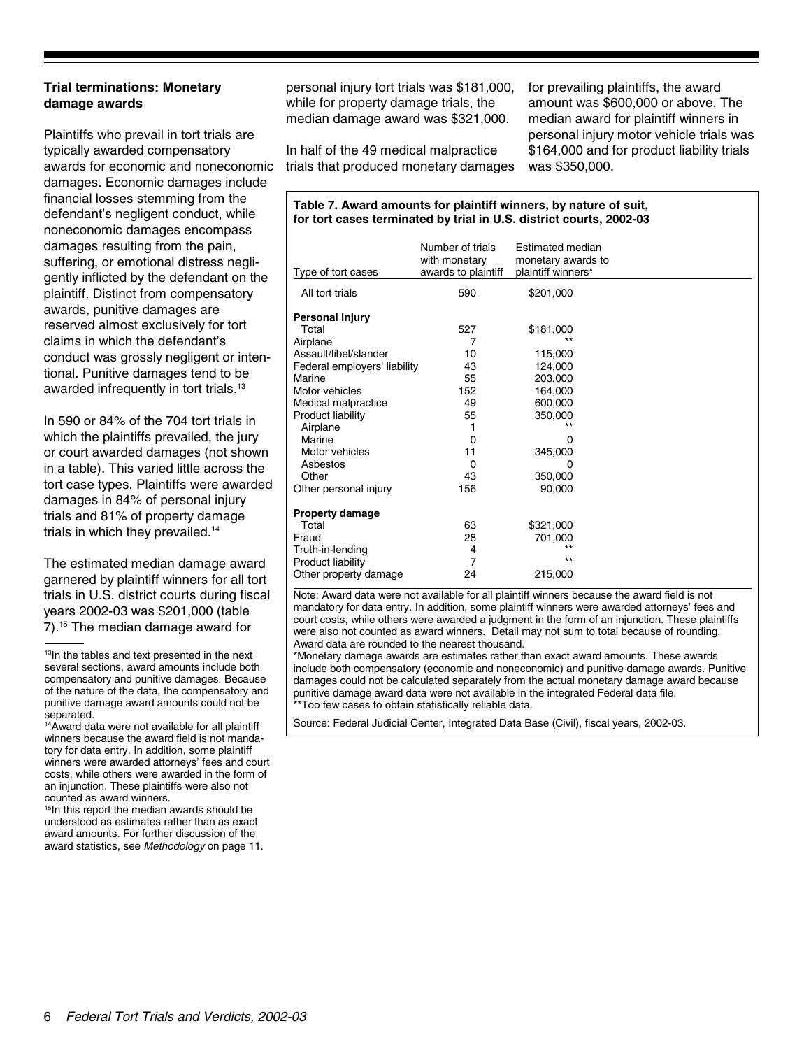### Trial terminations: Monetary damage awards

Plaintiffs who prevail in tort trials are typically awarded compensatory awards for economic and noneconomic damages. Economic damages include financial losses stemming from the defendant's negligent conduct, while noneconomic damages encompass damages resulting from the pain, suffering, or emotional distress negligently inflicted by the defendant on the plaintiff. Distinct from compensatory awards, punitive damages are reserved almost exclusively for tort claims in which the defendant's conduct was grossly negligent or intentional. Punitive damages tend to be awarded infrequently in tort trials.[13]

In 590 or 84% of the 704 tort trials in which the plaintiffs prevailed, the jury or court awarded damages (not shown in a table). This varied little across the tort case types. Plaintiffs were awarded damages in 84% of personal injury trials and 81% of property damage trials in which they prevailed.[14]

The estimated median damage award garnered by plaintiff winners for all tort trials in U.S. district courts during fiscal years 2002-03 was $201,000 (table 7).[15] The median damage award for personal injury tort trials was $181,000, while for property damage trials, the median damage award was $321,000.

In half of the 49 medical malpractice trials that produced monetary damages for prevailing plaintiffs, the award amount was $600,000 or above. The median award for plaintiff winners in personal injury motor vehicle trials was $164,000 and for product liability trials was $350,000.

**Table 7. Award amounts for plaintiff winners, by nature of suit, for tort cases terminated by trial in U.S. district courts, 2002-03**

| Type of tort cases | Number of trials with monetary awards to plaintiff | Estimated median monetary awards to plaintiff winners* |
|---|---|---|
| All tort trials | 590 | $201,000 |
| **Personal injury** | | |
| Total | 527 | $181,000 |
| Airplane | 7 | ** |
| Assault/libel/slander | 10 | 115,000 |
| Federal employers' liability | 43 | 124,000 |
| Marine | 55 | 203,000 |
| Motor vehicles | 152 | 164,000 |
| Medical malpractice | 49 | 600,000 |
| Product liability | 55 | 350,000 |
| Airplane | 1 | ** |
| Marine | 0 | 0 |
| Motor vehicles | 11 | 345,000 |
| Asbestos | 0 | 0 |
| Other | 43 | 350,000 |
| Other personal injury | 156 | 90,000 |
| **Property damage** | | |
| Total | 63 | $321,000 |
| Fraud | 28 | 701,000 |
| Truth-in-lending | 4 | ** |
| Product liability | 7 | ** |
| Other property damage | 24 | 215,000 |

Note: Award data were not available for all plaintiff winners because the award field is not mandatory for data entry. In addition, some plaintiff winners were awarded attorneys' fees and court costs, while others were awarded a judgment in the form of an injunction. These plaintiffs were also not counted as award winners. Detail may not sum to total because of rounding. Award data are rounded to the nearest thousand.

*Monetary damage awards are estimates rather than exact award amounts. These awards include both compensatory (economic and noneconomic) and punitive damage awards. Punitive damages could not be calculated separately from the actual monetary damage award because punitive damage award data were not available in the integrated Federal data file.

**Too few cases to obtain statistically reliable data.

Source: Federal Judicial Center, Integrated Data Base (Civil), fiscal years, 2002-03.

---

[13] In the tables and text presented in the next several sections, award amounts include both compensatory and punitive damages. Because of the nature of the data, the compensatory and punitive damage award amounts could not be separated.

[14] Award data were not available for all plaintiff winners because the award field is not mandatory for data entry. In addition, some plaintiff winners were awarded attorneys' fees and court costs, while others were awarded in the form of an injunction. These plaintiffs were also not counted as award winners.

[15] In this report the median awards should be understood as estimates rather than as exact award amounts. For further discussion of the award statistics, see *Methodology* on page 11.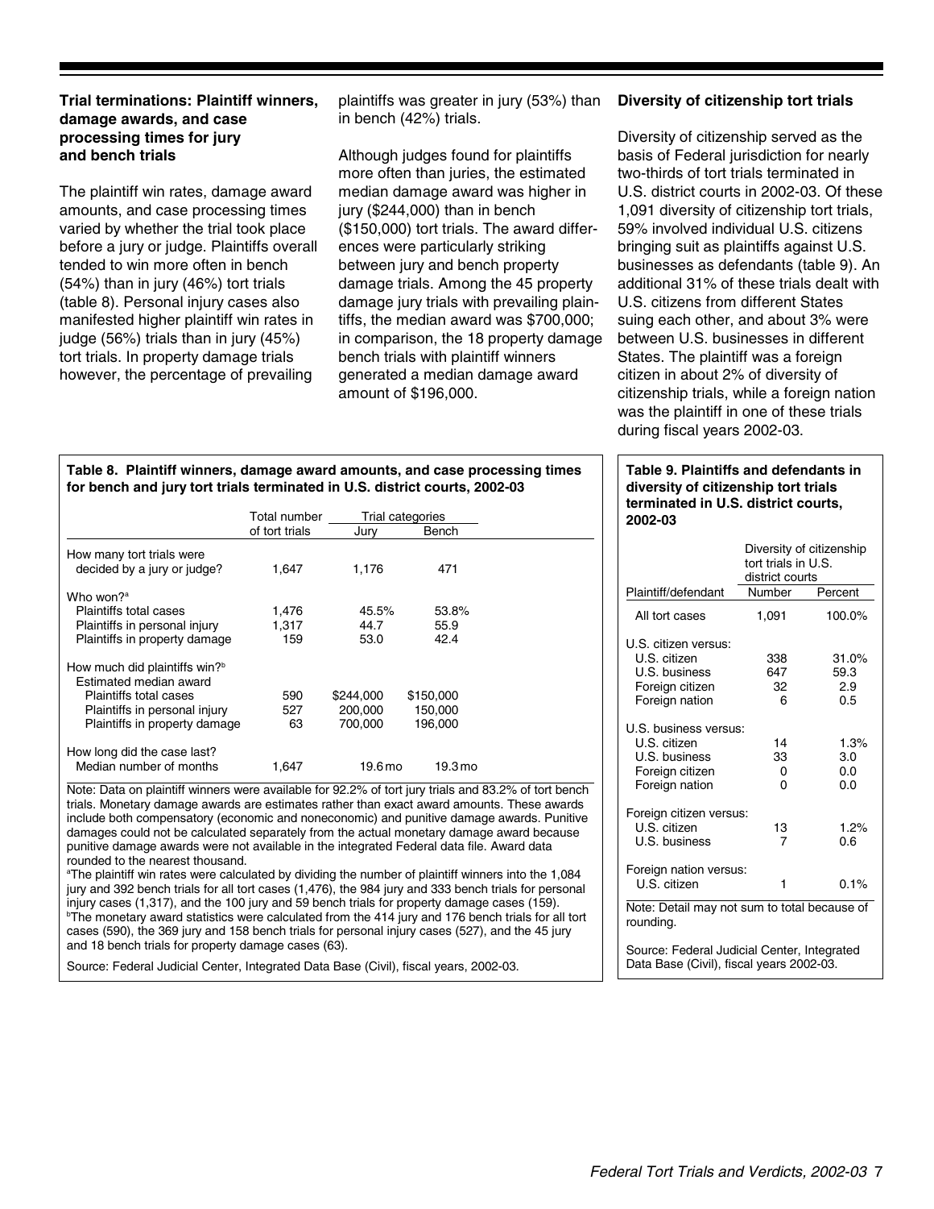### Trial terminations: Plaintiff winners, damage awards, and case processing times for jury and bench trials

The plaintiff win rates, damage award amounts, and case processing times varied by whether the trial took place before a jury or judge. Plaintiffs overall tended to win more often in bench (54%) than in jury (46%) tort trials (table 8). Personal injury cases also manifested higher plaintiff win rates in judge (56%) trials than in jury (45%) tort trials. In property damage trials however, the percentage of prevailing plaintiffs was greater in jury (53%) than in bench (42%) trials.

Although judges found for plaintiffs more often than juries, the estimated median damage award was higher in jury ($244,000) than in bench ($150,000) tort trials. The award differences were particularly striking between jury and bench property damage trials. Among the 45 property damage jury trials with prevailing plaintiffs, the median award was $700,000; in comparison, the 18 property damage bench trials with plaintiff winners generated a median damage award amount of $196,000.

### Diversity of citizenship tort trials

Diversity of citizenship served as the basis of Federal jurisdiction for nearly two-thirds of tort trials terminated in U.S. district courts in 2002-03. Of these 1,091 diversity of citizenship tort trials, 59% involved individual U.S. citizens bringing suit as plaintiffs against U.S. businesses as defendants (table 9). An additional 31% of these trials dealt with U.S. citizens from different States suing each other, and about 3% were between U.S. businesses in different States. The plaintiff was a foreign citizen in about 2% of diversity of citizenship trials, while a foreign nation was the plaintiff in one of these trials during fiscal years 2002-03.

**Table 8. Plaintiff winners, damage award amounts, and case processing times for bench and jury tort trials terminated in U.S. district courts, 2002-03**

| | Total number of tort trials | Trial categories | |
|---|---|---|---|
| | | Jury | Bench |
| How many tort trials were decided by a jury or judge? | 1,647 | 1,176 | 471 |
| Who won?[a] | | | |
| Plaintiffs total cases | 1,476 | 45.5% | 53.8% |
| Plaintiffs in personal injury | 1,317 | 44.7 | 55.9 |
| Plaintiffs in property damage | 159 | 53.0 | 42.4 |
| How much did plaintiffs win?[b] | | | |
| Estimated median award | | | |
| Plaintiffs total cases | 590 | $244,000 | $150,000 |
| Plaintiffs in personal injury | 527 | 200,000 | 150,000 |
| Plaintiffs in property damage | 63 | 700,000 | 196,000 |
| How long did the case last? | | | |
| Median number of months | 1,647 | 19.6 mo | 19.3 mo |

Note: Data on plaintiff winners were available for 92.2% of tort jury trials and 83.2% of tort bench trials. Monetary damage awards are estimates rather than exact award amounts. These awards include both compensatory (economic and noneconomic) and punitive damage awards. Punitive damages could not be calculated separately from the actual monetary damage award because punitive damage awards were not available in the integrated Federal data file. Award data rounded to the nearest thousand.

[a]The plaintiff win rates were calculated by dividing the number of plaintiff winners into the 1,084 jury and 392 bench trials for all tort cases (1,476), the 984 jury and 333 bench trials for personal injury cases (1,317), and the 100 jury and 59 bench trials for property damage cases (159).

[b]The monetary award statistics were calculated from the 414 jury and 176 bench trials for all tort cases (590), the 369 jury and 158 bench trials for personal injury cases (527), and the 45 jury and 18 bench trials for property damage cases (63).

Source: Federal Judicial Center, Integrated Data Base (Civil), fiscal years, 2002-03.

**Table 9. Plaintiffs and defendants in diversity of citizenship tort trials terminated in U.S. district courts, 2002-03**

| | Diversity of citizenship tort trials in U.S. district courts | |
|---|---|---|
| Plaintiff/defendant | Number | Percent |
| All tort cases | 1,091 | 100.0% |
| U.S. citizen versus: | | |
| U.S. citizen | 338 | 31.0% |
| U.S. business | 647 | 59.3 |
| Foreign citizen | 32 | 2.9 |
| Foreign nation | 6 | 0.5 |
| U.S. business versus: | | |
| U.S. citizen | 14 | 1.3% |
| U.S. business | 33 | 3.0 |
| Foreign citizen | 0 | 0.0 |
| Foreign nation | 0 | 0.0 |
| Foreign citizen versus: | | |
| U.S. citizen | 13 | 1.2% |
| U.S. business | 7 | 0.6 |
| Foreign nation versus: | | |
| U.S. citizen | 1 | 0.1% |

Note: Detail may not sum to total because of rounding.

Source: Federal Judicial Center, Integrated Data Base (Civil), fiscal years 2002-03.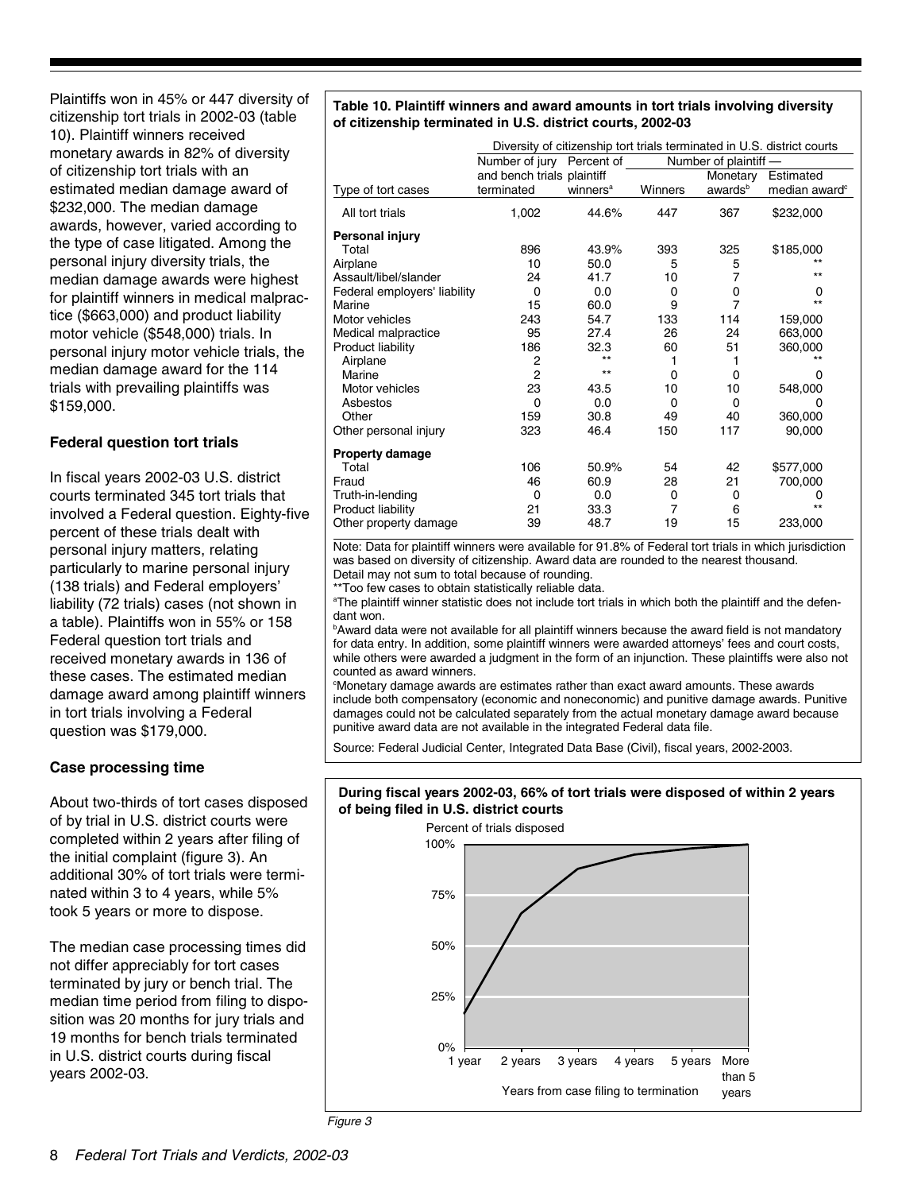Plaintiffs won in 45% or 447 diversity of citizenship tort trials in 2002-03 (table 10). Plaintiff winners received monetary awards in 82% of diversity of citizenship tort trials with an estimated median damage award of $232,000. The median damage awards, however, varied according to the type of case litigated. Among the personal injury diversity trials, the median damage awards were highest for plaintiff winners in medical malpractice ($663,000) and product liability motor vehicle ($548,000) trials. In personal injury motor vehicle trials, the median damage award for the 114 trials with prevailing plaintiffs was $159,000.

### Federal question tort trials

In fiscal years 2002-03 U.S. district courts terminated 345 tort trials that involved a Federal question. Eighty-five percent of these trials dealt with personal injury matters, relating particularly to marine personal injury (138 trials) and Federal employers' liability (72 trials) cases (not shown in a table). Plaintiffs won in 55% or 158 Federal question tort trials and received monetary awards in 136 of these cases. The estimated median damage award among plaintiff winners in tort trials involving a Federal question was $179,000.

### Case processing time

About two-thirds of tort cases disposed of by trial in U.S. district courts were completed within 2 years after filing of the initial complaint (figure 3). An additional 30% of tort trials were terminated within 3 to 4 years, while 5% took 5 years or more to dispose.

The median case processing times did not differ appreciably for tort cases terminated by jury or bench trial. The median time period from filing to disposition was 20 months for jury trials and 19 months for bench trials terminated in U.S. district courts during fiscal years 2002-03.

**Table 10. Plaintiff winners and award amounts in tort trials involving diversity of citizenship terminated in U.S. district courts, 2002-03**

| | Diversity of citizenship tort trials terminated in U.S. district courts | | | | |
|---|---|---|---|---|---|
| | Number of jury and bench trials terminated | Percent of plaintiff winners[a] | Number of plaintiff — | | |
| Type of tort cases | | | Winners | Monetary awards[b] | Estimated median award[c] |
| All tort trials | 1,002 | 44.6% | 447 | 367 | $232,000 |
| **Personal injury** | | | | | |
| Total | 896 | 43.9% | 393 | 325 | $185,000 |
| Airplane | 10 | 50.0 | 5 | 5 | ** |
| Assault/libel/slander | 24 | 41.7 | 10 | 7 | ** |
| Federal employers' liability | 0 | 0.0 | 0 | 0 | 0 |
| Marine | 15 | 60.0 | 9 | 7 | ** |
| Motor vehicles | 243 | 54.7 | 133 | 114 | 159,000 |
| Medical malpractice | 95 | 27.4 | 26 | 24 | 663,000 |
| Product liability | 186 | 32.3 | 60 | 51 | 360,000 |
| Airplane | 2 | ** | 1 | 1 | ** |
| Marine | 2 | ** | 0 | 0 | 0 |
| Motor vehicles | 23 | 43.5 | 10 | 10 | 548,000 |
| Asbestos | 0 | 0.0 | 0 | 0 | 0 |
| Other | 159 | 30.8 | 49 | 40 | 360,000 |
| Other personal injury | 323 | 46.4 | 150 | 117 | 90,000 |
| **Property damage** | | | | | |
| Total | 106 | 50.9% | 54 | 42 | $577,000 |
| Fraud | 46 | 60.9 | 28 | 21 | 700,000 |
| Truth-in-lending | 0 | 0.0 | 0 | 0 | 0 |
| Product liability | 21 | 33.3 | 7 | 6 | ** |
| Other property damage | 39 | 48.7 | 19 | 15 | 233,000 |

Note: Data for plaintiff winners were available for 91.8% of Federal tort trials in which jurisdiction was based on diversity of citizenship. Award data are rounded to the nearest thousand. Detail may not sum to total because of rounding.
**Too few cases to obtain statistically reliable data.
[a]The plaintiff winner statistic does not include tort trials in which both the plaintiff and the defendant won.
[b]Award data were not available for all plaintiff winners because the award field is not mandatory for data entry. In addition, some plaintiff winners were awarded attorneys' fees and court costs, while others were awarded a judgment in the form of an injunction. These plaintiffs were also not counted as award winners.
[c]Monetary damage awards are estimates rather than exact award amounts. These awards include both compensatory (economic and noneconomic) and punitive damage awards. Punitive damages could not be calculated separately from the actual monetary damage award because punitive award data are not available in the integrated Federal data file.

Source: Federal Judicial Center, Integrated Data Base (Civil), fiscal years, 2002-2003.

**During fiscal years 2002-03, 66% of tort trials were disposed of within 2 years of being filed in U.S. district courts**

Percent of trials disposed

100%
75%
50%
25%
0%

1 year | 2 years | 3 years | 4 years | 5 years | More than 5 years

Years from case filing to termination

*Figure 3*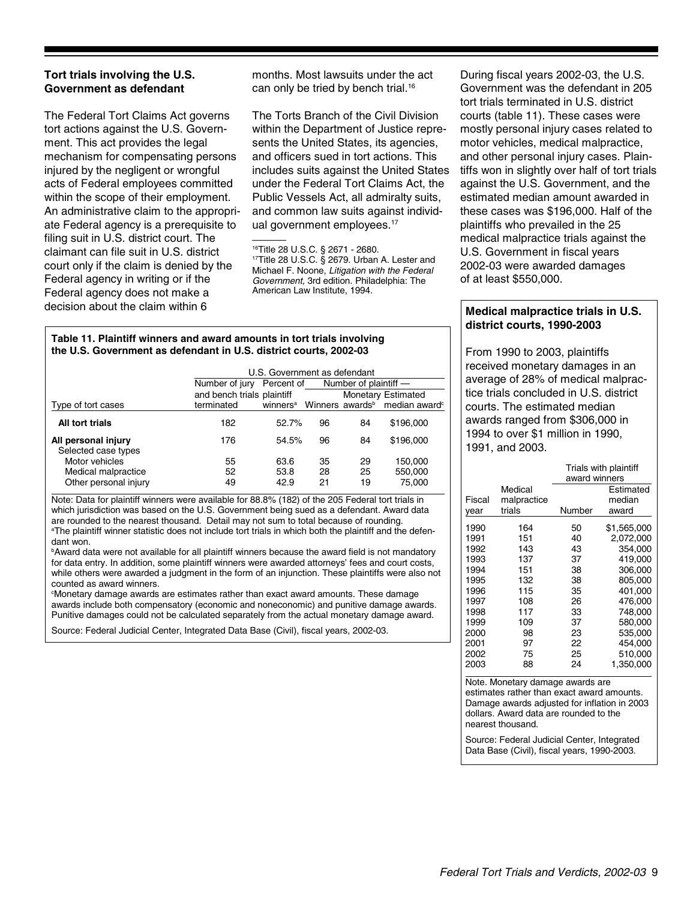### Tort trials involving the U.S. Government as defendant

The Federal Tort Claims Act governs tort actions against the U.S. Government. This act provides the legal mechanism for compensating persons injured by the negligent or wrongful acts of Federal employees committed within the scope of their employment. An administrative claim to the appropriate Federal agency is a prerequisite to filing suit in U.S. district court. The claimant can file suit in U.S. district court only if the claim is denied by the Federal agency in writing or if the Federal agency does not make a decision about the claim within 6 months. Most lawsuits under the act can only be tried by bench trial.[16]

The Torts Branch of the Civil Division within the Department of Justice represents the United States, its agencies, and officers sued in tort actions. This includes suits against the United States under the Federal Tort Claims Act, the Public Vessels Act, all admiralty suits, and common law suits against individual government employees.[17]

[16]Title 28 U.S.C. § 2671 - 2680.
[17]Title 28 U.S.C. § 2679. Urban A. Lester and Michael F. Noone, *Litigation with the Federal Government,* 3rd edition. Philadelphia: The American Law Institute, 1994.

During fiscal years 2002-03, the U.S. Government was the defendant in 205 tort trials terminated in U.S. district courts (table 11). These cases were mostly personal injury cases related to motor vehicles, medical malpractice, and other personal injury cases. Plaintiffs won in slightly over half of tort trials against the U.S. Government, and the estimated median amount awarded in these cases was $196,000. Half of the plaintiffs who prevailed in the 25 medical malpractice trials against the U.S. Government in fiscal years 2002-03 were awarded damages of at least $550,000.

**Table 11. Plaintiff winners and award amounts in tort trials involving the U.S. Government as defendant in U.S. district courts, 2002-03**

| | U.S. Government as defendant | | | | |
|---|---|---|---|---|---|
| | | | Number of plaintiff — | | |
| Type of tort cases | Number of jury and bench trials terminated | Percent of plaintiff winners[a] | Winners | Monetary awards[b] | Estimated median award[c] |
| **All tort trials** | 182 | 52.7% | 96 | 84 | $196,000 |
| **All personal injury** | 176 | 54.5% | 96 | 84 | $196,000 |
| Selected case types | | | | | |
| Motor vehicles | 55 | 63.6 | 35 | 29 | 150,000 |
| Medical malpractice | 52 | 53.8 | 28 | 25 | 550,000 |
| Other personal injury | 49 | 42.9 | 21 | 19 | 75,000 |

Note: Data for plaintiff winners were available for 88.8% (182) of the 205 Federal tort trials in which jurisdiction was based on the U.S. Government being sued as a defendant. Award data are rounded to the nearest thousand. Detail may not sum to total because of rounding.
[a]The plaintiff winner statistic does not include tort trials in which both the plaintiff and the defendant won.
[b]Award data were not available for all plaintiff winners because the award field is not mandatory for data entry. In addition, some plaintiff winners were awarded attorneys' fees and court costs, while others were awarded a judgment in the form of an injunction. These plaintiffs were also not counted as award winners.
[c]Monetary damage awards are estimates rather than exact award amounts. These damage awards include both compensatory (economic and noneconomic) and punitive damage awards. Punitive damages could not be calculated separately from the actual monetary damage award.

Source: Federal Judicial Center, Integrated Data Base (Civil), fiscal years, 2002-03.

### Medical malpractice trials in U.S. district courts, 1990-2003

From 1990 to 2003, plaintiffs received monetary damages in an average of 28% of medical malpractice trials concluded in U.S. district courts. The estimated median awards ranged from $306,000 in 1994 to over $1 million in 1990, 1991, and 2003.

| | | Trials with plaintiff award winners | |
|---|---|---|---|
| Fiscal year | Medical malpractice trials | Number | Estimated median award |
| 1990 | 164 | 50 | $1,565,000 |
| 1991 | 151 | 40 | 2,072,000 |
| 1992 | 143 | 43 | 354,000 |
| 1993 | 137 | 37 | 419,000 |
| 1994 | 151 | 38 | 306,000 |
| 1995 | 132 | 38 | 805,000 |
| 1996 | 115 | 35 | 401,000 |
| 1997 | 108 | 26 | 476,000 |
| 1998 | 117 | 33 | 748,000 |
| 1999 | 109 | 37 | 580,000 |
| 2000 | 98 | 23 | 535,000 |
| 2001 | 97 | 22 | 454,000 |
| 2002 | 75 | 25 | 510,000 |
| 2003 | 88 | 24 | 1,350,000 |

Note. Monetary damage awards are estimates rather than exact award amounts. Damage awards adjusted for inflation in 2003 dollars. Award data are rounded to the nearest thousand.

Source: Federal Judicial Center, Integrated Data Base (Civil), fiscal years, 1990-2003.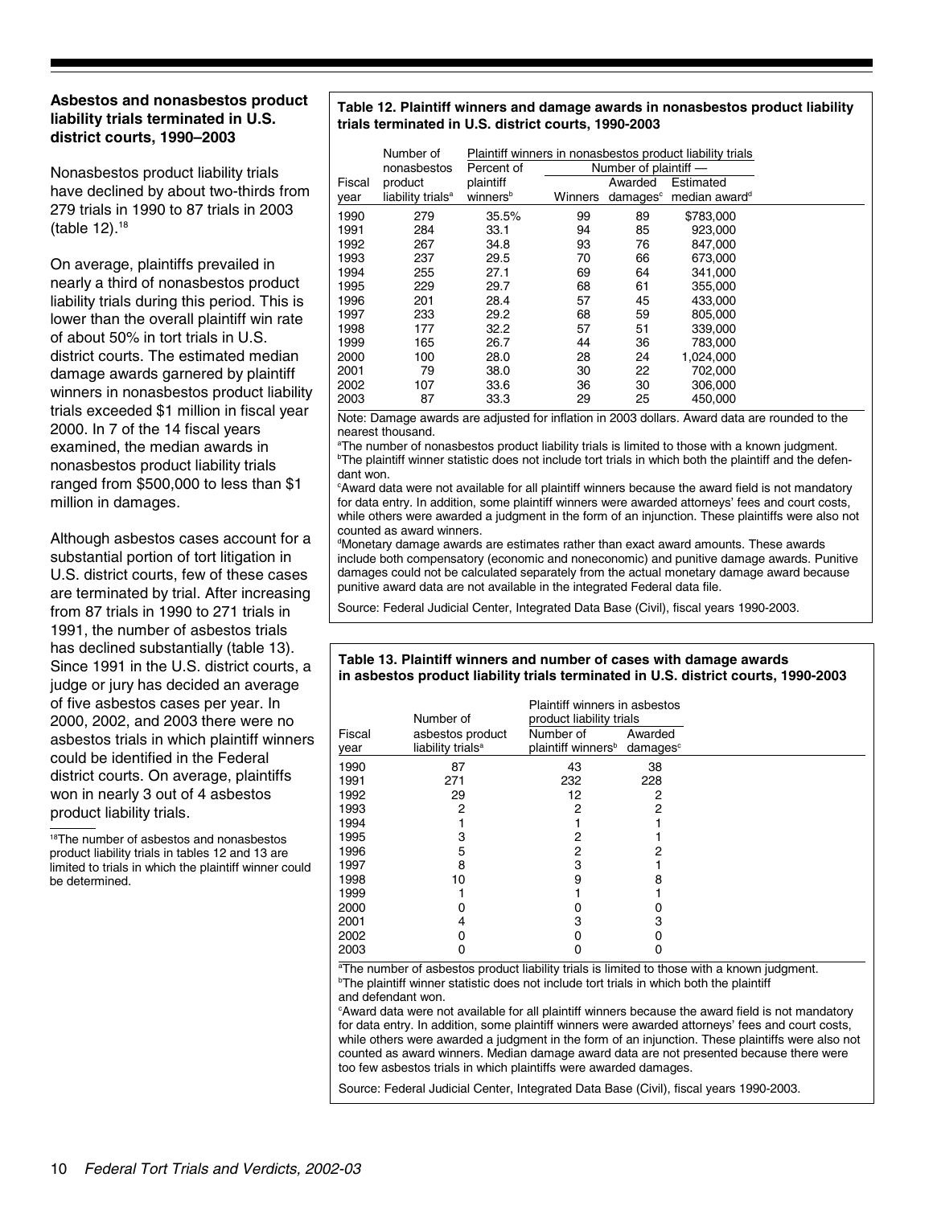### Asbestos and nonasbestos product liability trials terminated in U.S. district courts, 1990–2003

Nonasbestos product liability trials have declined by about two-thirds from 279 trials in 1990 to 87 trials in 2003 (table 12).[18]

On average, plaintiffs prevailed in nearly a third of nonasbestos product liability trials during this period. This is lower than the overall plaintiff win rate of about 50% in tort trials in U.S. district courts. The estimated median damage awards garnered by plaintiff winners in nonasbestos product liability trials exceeded $1 million in fiscal year 2000. In 7 of the 14 fiscal years examined, the median awards in nonasbestos product liability trials ranged from $500,000 to less than $1 million in damages.

Although asbestos cases account for a substantial portion of tort litigation in U.S. district courts, few of these cases are terminated by trial. After increasing from 87 trials in 1990 to 271 trials in 1991, the number of asbestos trials has declined substantially (table 13). Since 1991 in the U.S. district courts, a judge or jury has decided an average of five asbestos cases per year. In 2000, 2002, and 2003 there were no asbestos trials in which plaintiff winners could be identified in the Federal district courts. On average, plaintiffs won in nearly 3 out of 4 asbestos product liability trials.

[18]The number of asbestos and nonasbestos product liability trials in tables 12 and 13 are limited to trials in which the plaintiff winner could be determined.

**Table 12. Plaintiff winners and damage awards in nonasbestos product liability trials terminated in U.S. district courts, 1990-2003**

| Fiscal year | Number of nonasbestos product liability trials[a] | Plaintiff winners in nonasbestos product liability trials: Percent of plaintiff winners[b] | Number of plaintiff — Winners | Number of plaintiff — Awarded damages[c] | Estimated median award[d] |
|---|---|---|---|---|---|
| 1990 | 279 | 35.5% | 99 | 89 | $783,000 |
| 1991 | 284 | 33.1 | 94 | 85 | 923,000 |
| 1992 | 267 | 34.8 | 93 | 76 | 847,000 |
| 1993 | 237 | 29.5 | 70 | 66 | 673,000 |
| 1994 | 255 | 27.1 | 69 | 64 | 341,000 |
| 1995 | 229 | 29.7 | 68 | 61 | 355,000 |
| 1996 | 201 | 28.4 | 57 | 45 | 433,000 |
| 1997 | 233 | 29.2 | 68 | 59 | 805,000 |
| 1998 | 177 | 32.2 | 57 | 51 | 339,000 |
| 1999 | 165 | 26.7 | 44 | 36 | 783,000 |
| 2000 | 100 | 28.0 | 28 | 24 | 1,024,000 |
| 2001 | 79 | 38.0 | 30 | 22 | 702,000 |
| 2002 | 107 | 33.6 | 36 | 30 | 306,000 |
| 2003 | 87 | 33.3 | 29 | 25 | 450,000 |

Note: Damage awards are adjusted for inflation in 2003 dollars. Award data are rounded to the nearest thousand.
[a]The number of nonasbestos product liability trials is limited to those with a known judgment.
[b]The plaintiff winner statistic does not include tort trials in which both the plaintiff and the defendant won.
[c]Award data were not available for all plaintiff winners because the award field is not mandatory for data entry. In addition, some plaintiff winners were awarded attorneys' fees and court costs, while others were awarded a judgment in the form of an injunction. These plaintiffs were also not counted as award winners.
[d]Monetary damage awards are estimates rather than exact award amounts. These awards include both compensatory (economic and noneconomic) and punitive damage awards. Punitive damages could not be calculated separately from the actual monetary damage award because punitive award data are not available in the integrated Federal data file.

Source: Federal Judicial Center, Integrated Data Base (Civil), fiscal years 1990-2003.

**Table 13. Plaintiff winners and number of cases with damage awards in asbestos product liability trials terminated in U.S. district courts, 1990-2003**

| Fiscal year | Number of asbestos product liability trials[a] | Plaintiff winners in asbestos product liability trials: Number of plaintiff winners[b] | Awarded damages[c] |
|---|---|---|---|
| 1990 | 87 | 43 | 38 |
| 1991 | 271 | 232 | 228 |
| 1992 | 29 | 12 | 2 |
| 1993 | 2 | 2 | 2 |
| 1994 | 1 | 1 | 1 |
| 1995 | 3 | 2 | 1 |
| 1996 | 5 | 2 | 2 |
| 1997 | 8 | 3 | 1 |
| 1998 | 10 | 9 | 8 |
| 1999 | 1 | 1 | 1 |
| 2000 | 0 | 0 | 0 |
| 2001 | 4 | 3 | 3 |
| 2002 | 0 | 0 | 0 |
| 2003 | 0 | 0 | 0 |

[a]The number of asbestos product liability trials is limited to those with a known judgment.
[b]The plaintiff winner statistic does not include tort trials in which both the plaintiff and defendant won.
[c]Award data were not available for all plaintiff winners because the award field is not mandatory for data entry. In addition, some plaintiff winners were awarded attorneys' fees and court costs, while others were awarded a judgment in the form of an injunction. These plaintiffs were also not counted as award winners. Median damage award data are not presented because there were too few asbestos trials in which plaintiffs were awarded damages.

Source: Federal Judicial Center, Integrated Data Base (Civil), fiscal years 1990-2003.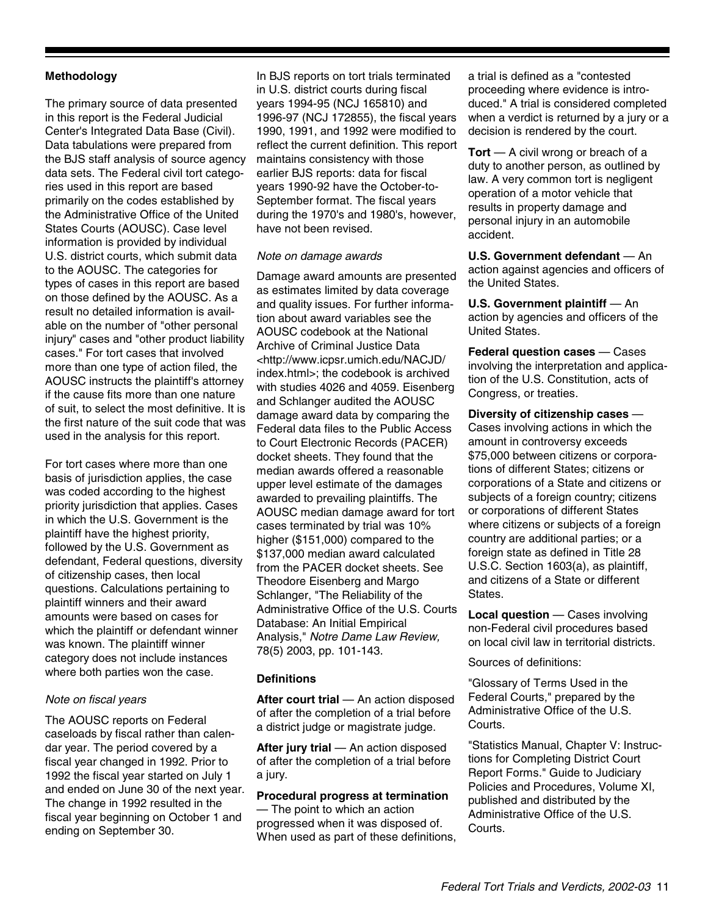## Methodology

The primary source of data presented in this report is the Federal Judicial Center's Integrated Data Base (Civil). Data tabulations were prepared from the BJS staff analysis of source agency data sets. The Federal civil tort categories used in this report are based primarily on the codes established by the Administrative Office of the United States Courts (AOUSC). Case level information is provided by individual U.S. district courts, which submit data to the AOUSC. The categories for types of cases in this report are based on those defined by the AOUSC. As a result no detailed information is available on the number of "other personal injury" cases and "other product liability cases." For tort cases that involved more than one type of action filed, the AOUSC instructs the plaintiff's attorney if the cause fits more than one nature of suit, to select the most definitive. It is the first nature of the suit code that was used in the analysis for this report.

For tort cases where more than one basis of jurisdiction applies, the case was coded according to the highest priority jurisdiction that applies. Cases in which the U.S. Government is the plaintiff have the highest priority, followed by the U.S. Government as defendant, Federal questions, diversity of citizenship cases, then local questions. Calculations pertaining to plaintiff winners and their award amounts were based on cases for which the plaintiff or defendant winner was known. The plaintiff winner category does not include instances where both parties won the case.

*Note on fiscal years*

The AOUSC reports on Federal caseloads by fiscal rather than calendar year. The period covered by a fiscal year changed in 1992. Prior to 1992 the fiscal year started on July 1 and ended on June 30 of the next year. The change in 1992 resulted in the fiscal year beginning on October 1 and ending on September 30.

In BJS reports on tort trials terminated in U.S. district courts during fiscal years 1994-95 (NCJ 165810) and 1996-97 (NCJ 172855), the fiscal years 1990, 1991, and 1992 were modified to reflect the current definition. This report maintains consistency with those earlier BJS reports: data for fiscal years 1990-92 have the October-to-September format. The fiscal years during the 1970's and 1980's, however, have not been revised.

*Note on damage awards*

Damage award amounts are presented as estimates limited by data coverage and quality issues. For further information about award variables see the AOUSC codebook at the National Archive of Criminal Justice Data <http://www.icpsr.umich.edu/NACJD/index.html>; the codebook is archived with studies 4026 and 4059. Eisenberg and Schlanger audited the AOUSC damage award data by comparing the Federal data files to the Public Access to Court Electronic Records (PACER) docket sheets. They found that the median awards offered a reasonable upper level estimate of the damages awarded to prevailing plaintiffs. The AOUSC median damage award for tort cases terminated by trial was 10% higher ($151,000) compared to the $137,000 median award calculated from the PACER docket sheets. See Theodore Eisenberg and Margo Schlanger, "The Reliability of the Administrative Office of the U.S. Courts Database: An Initial Empirical Analysis," *Notre Dame Law Review,* 78(5) 2003, pp. 101-143.

### Definitions

**After court trial** — An action disposed of after the completion of a trial before a district judge or magistrate judge.

**After jury trial** — An action disposed of after the completion of a trial before a jury.

**Procedural progress at termination** — The point to which an action progressed when it was disposed of. When used as part of these definitions, a trial is defined as a "contested proceeding where evidence is introduced." A trial is considered completed when a verdict is returned by a jury or a decision is rendered by the court.

**Tort** — A civil wrong or breach of a duty to another person, as outlined by law. A very common tort is negligent operation of a motor vehicle that results in property damage and personal injury in an automobile accident.

**U.S. Government defendant** — An action against agencies and officers of the United States.

**U.S. Government plaintiff** — An action by agencies and officers of the United States.

**Federal question cases** — Cases involving the interpretation and application of the U.S. Constitution, acts of Congress, or treaties.

**Diversity of citizenship cases** — Cases involving actions in which the amount in controversy exceeds $75,000 between citizens or corporations of different States; citizens or corporations of a State and citizens or subjects of a foreign country; citizens or corporations of different States where citizens or subjects of a foreign country are additional parties; or a foreign state as defined in Title 28 U.S.C. Section 1603(a), as plaintiff, and citizens of a State or different States.

**Local question** — Cases involving non-Federal civil procedures based on local civil law in territorial districts.

Sources of definitions:

"Glossary of Terms Used in the Federal Courts," prepared by the Administrative Office of the U.S. Courts.

"Statistics Manual, Chapter V: Instructions for Completing District Court Report Forms." Guide to Judiciary Policies and Procedures, Volume XI, published and distributed by the Administrative Office of the U.S. Courts.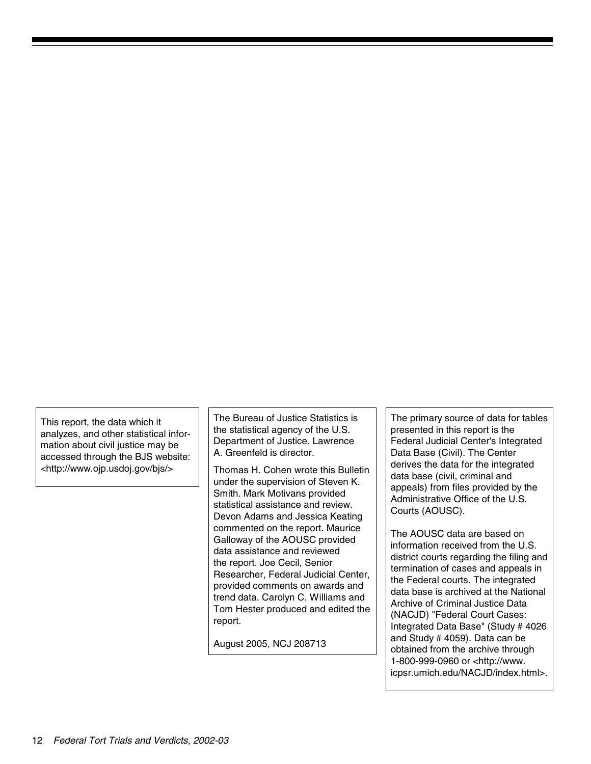This report, the data which it analyzes, and other statistical information about civil justice may be accessed through the BJS website: <http://www.ojp.usdoj.gov/bjs/>

The Bureau of Justice Statistics is the statistical agency of the U.S. Department of Justice. Lawrence A. Greenfeld is director.

Thomas H. Cohen wrote this Bulletin under the supervision of Steven K. Smith. Mark Motivans provided statistical assistance and review. Devon Adams and Jessica Keating commented on the report. Maurice Galloway of the AOUSC provided data assistance and reviewed the report. Joe Cecil, Senior Researcher, Federal Judicial Center, provided comments on awards and trend data. Carolyn C. Williams and Tom Hester produced and edited the report.

August 2005, NCJ 208713

The primary source of data for tables presented in this report is the Federal Judicial Center's Integrated Data Base (Civil). The Center derives the data for the integrated data base (civil, criminal and appeals) from files provided by the Administrative Office of the U.S. Courts (AOUSC).

The AOUSC data are based on information received from the U.S. district courts regarding the filing and termination of cases and appeals in the Federal courts. The integrated data base is archived at the National Archive of Criminal Justice Data (NACJD) "Federal Court Cases: Integrated Data Base" (Study # 4026 and Study # 4059). Data can be obtained from the archive through 1-800-999-0960 or <http://www.icpsr.umich.edu/NACJD/index.html>.